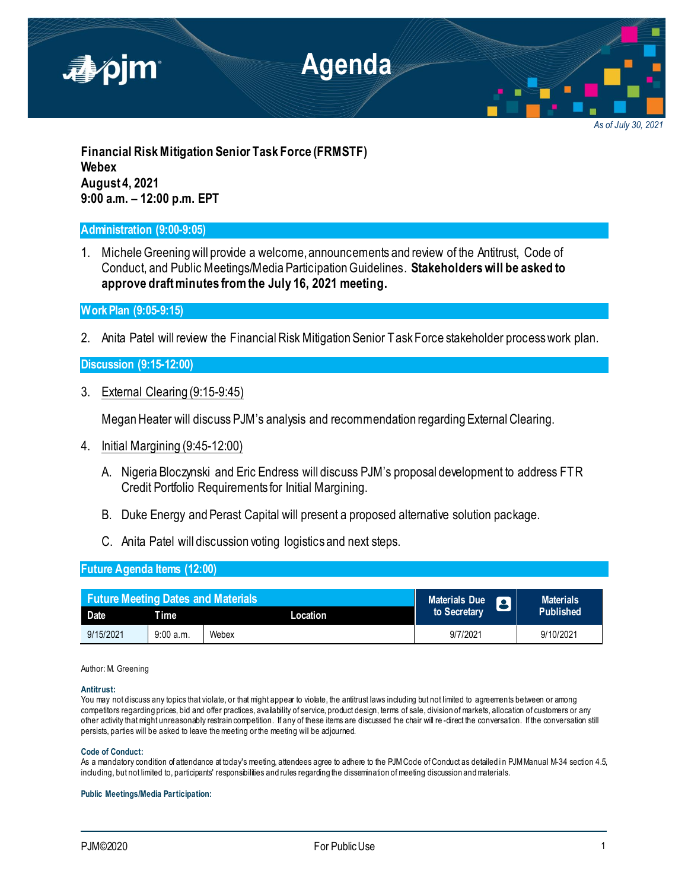# Agenda

*As of July 30, 2021*

**Financial Risk Mitigation Senior Task Force (FRMSTF)**
**Webex**
**August 4, 2021**
**9:00 a.m. – 12:00 p.m. EPT**

## Administration (9:00-9:05)

1. Michele Greening will provide a welcome, announcements and review of the Antitrust, Code of Conduct, and Public Meetings/Media Participation Guidelines. **Stakeholders will be asked to approve draft minutes from the July 16, 2021 meeting.**

## Work Plan (9:05-9:15)

2. Anita Patel will review the Financial Risk Mitigation Senior Task Force stakeholder process work plan.

## Discussion (9:15-12:00)

3. External Clearing (9:15-9:45)

   Megan Heater will discuss PJM's analysis and recommendation regarding External Clearing.

4. Initial Margining (9:45-12:00)

   A. Nigeria Bloczynski and Eric Endress will discuss PJM's proposal development to address FTR Credit Portfolio Requirements for Initial Margining.

   B. Duke Energy and Perast Capital will present a proposed alternative solution package.

   C. Anita Patel will discussion voting logistics and next steps.

## Future Agenda Items (12:00)

| Future Meeting Dates and Materials | | | Materials Due to Secretary | Materials Published |
|---|---|---|---|---|
| **Date** | **Time** | **Location** | | |
| 9/15/2021 | 9:00 a.m. | Webex | 9/7/2021 | 9/10/2021 |

Author: M. Greening

**Antitrust:**
You may not discuss any topics that violate, or that might appear to violate, the antitrust laws including but not limited to agreements between or among competitors regarding prices, bid and offer practices, availability of service, product design, terms of sale, division of markets, allocation of customers or any other activity that might unreasonably restrain competition. If any of these items are discussed the chair will re-direct the conversation. If the conversation still persists, parties will be asked to leave the meeting or the meeting will be adjourned.

**Code of Conduct:**
As a mandatory condition of attendance at today's meeting, attendees agree to adhere to the PJM Code of Conduct as detailed in PJM Manual M-34 section 4.5, including, but not limited to, participants' responsibilities and rules regarding the dissemination of meeting discussion and materials.

**Public Meetings/Media Participation:**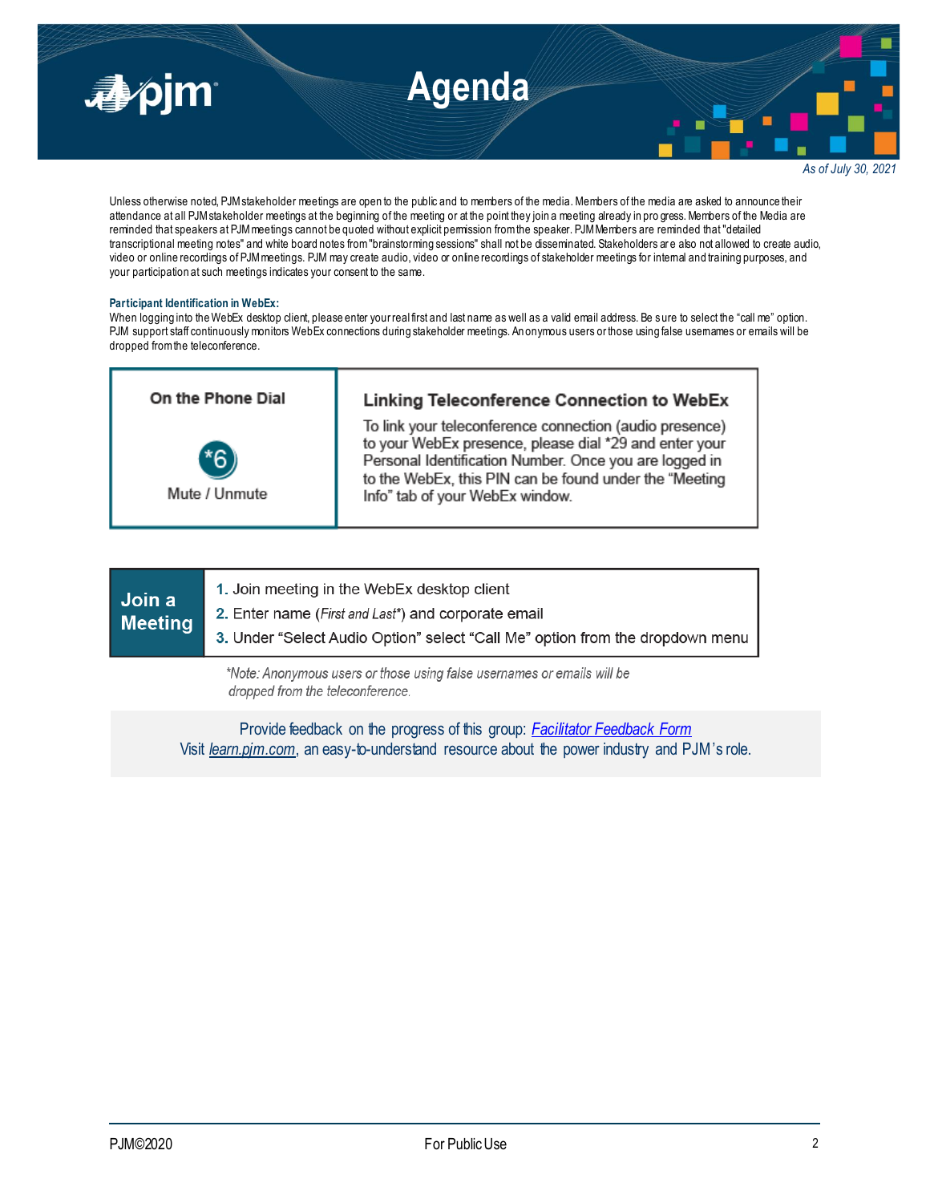# Agenda

*As of July 30, 2021*

Unless otherwise noted, PJM stakeholder meetings are open to the public and to members of the media. Members of the media are asked to announce their attendance at all PJM stakeholder meetings at the beginning of the meeting or at the point they join a meeting already in progress. Members of the Media are reminded that speakers at PJM meetings cannot be quoted without explicit permission from the speaker. PJM Members are reminded that "detailed transcriptional meeting notes" and white board notes from "brainstorming sessions" shall not be disseminated. Stakeholders are also not allowed to create audio, video or online recordings of PJM meetings. PJM may create audio, video or online recordings of stakeholder meetings for internal and training purposes, and your participation at such meetings indicates your consent to the same.

**Participant Identification in WebEx:**

When logging into the WebEx desktop client, please enter your real first and last name as well as a valid email address. Be sure to select the "call me" option. PJM support staff continuously monitors WebEx connections during stakeholder meetings. Anonymous users or those using false usernames or emails will be dropped from the teleconference.

| On the Phone Dial | Linking Teleconference Connection to WebEx |
| --- | --- |
| *6 Mute / Unmute | To link your teleconference connection (audio presence) to your WebEx presence, please dial *29 and enter your Personal Identification Number. Once you are logged in to the WebEx, this PIN can be found under the "Meeting Info" tab of your WebEx window. |

**Join a Meeting**

1. Join meeting in the WebEx desktop client
2. Enter name (*First and Last**) and corporate email
3. Under "Select Audio Option" select "Call Me" option from the dropdown menu

*\*Note: Anonymous users or those using false usernames or emails will be dropped from the teleconference.*

Provide feedback on the progress of this group: [*Facilitator Feedback Form*]

Visit [*learn.pjm.com*], an easy-to-understand resource about the power industry and PJM's role.

PJM©2020 | For Public Use